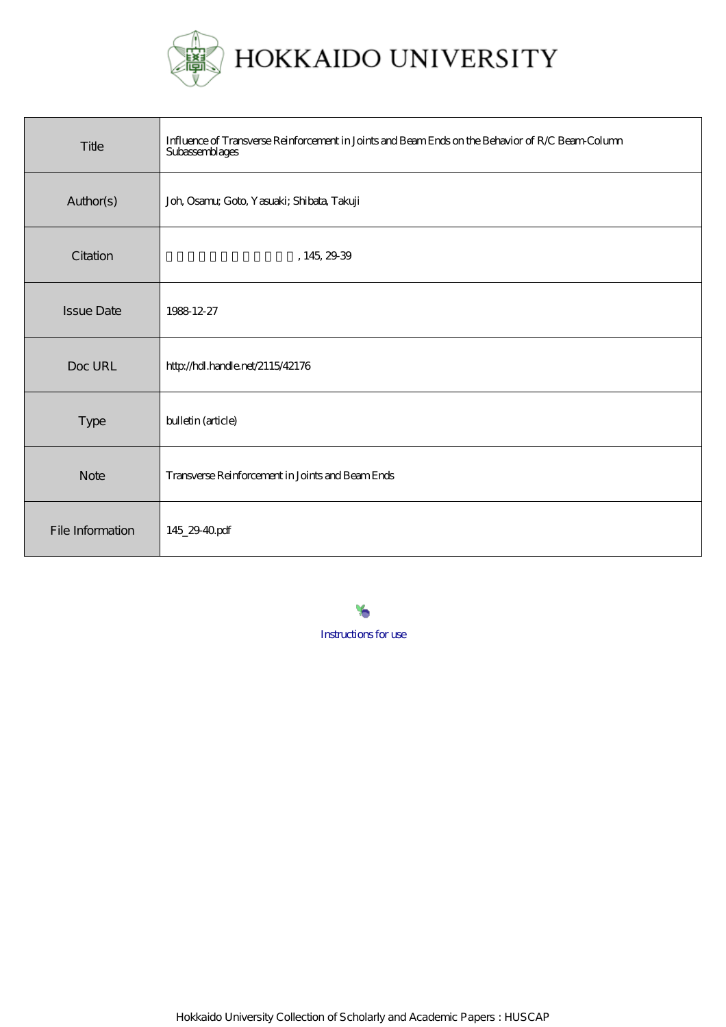# HOKKAIDO UNIVERSITY

| | |
|---|---|
| Title | Influence of Transverse Reinforcement in Joints and Beam Ends on the Behavior of R/C Beam-Column Subassemblages |
| Author(s) | Joh, Osamu; Goto, Yasuaki; Shibata, Takuji |
| Citation | 北海道大學工學部研究報告, 145, 29-39 |
| Issue Date | 1988-12-27 |
| Doc URL | http://hdl.handle.net/2115/42176 |
| Type | bulletin (article) |
| Note | Transverse Reinforcement in Joints and Beam Ends |
| File Information | 145_29-40.pdf |

Instructions for use

Hokkaido University Collection of Scholarly and Academic Papers : HUSCAP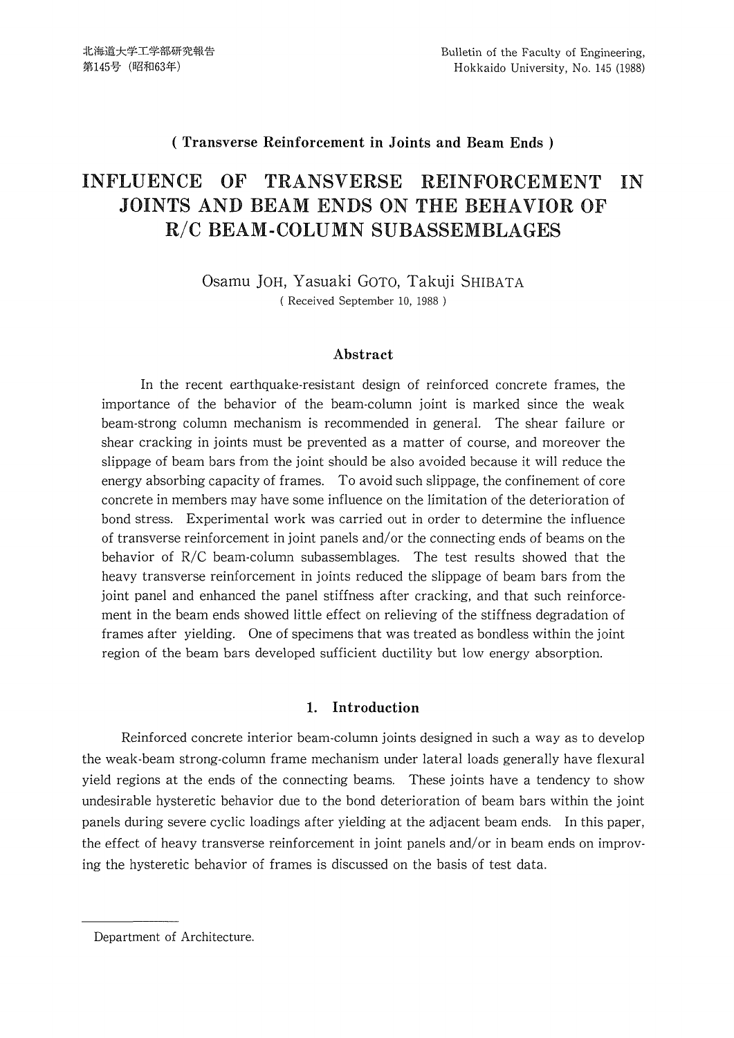( Transverse Reinforcement in Joints and Beam Ends )

# INFLUENCE OF TRANSVERSE REINFORCEMENT IN JOINTS AND BEAM ENDS ON THE BEHAVIOR OF R/C BEAM-COLUMN SUBASSEMBLAGES

Osamu JOH, Yasuaki GOTO, Takuji SHIBATA

( Received September 10, 1988 )

## Abstract

In the recent earthquake-resistant design of reinforced concrete frames, the importance of the behavior of the beam-column joint is marked since the weak beam-strong column mechanism is recommended in general. The shear failure or shear cracking in joints must be prevented as a matter of course, and moreover the slippage of beam bars from the joint should be also avoided because it will reduce the energy absorbing capacity of frames. To avoid such slippage, the confinement of core concrete in members may have some influence on the limitation of the deterioration of bond stress. Experimental work was carried out in order to determine the influence of transverse reinforcement in joint panels and/or the connecting ends of beams on the behavior of R/C beam-column subassemblages. The test results showed that the heavy transverse reinforcement in joints reduced the slippage of beam bars from the joint panel and enhanced the panel stiffness after cracking, and that such reinforcement in the beam ends showed little effect on relieving of the stiffness degradation of frames after yielding. One of specimens that was treated as bondless within the joint region of the beam bars developed sufficient ductility but low energy absorption.

## 1. Introduction

Reinforced concrete interior beam-column joints designed in such a way as to develop the weak-beam strong-column frame mechanism under lateral loads generally have flexural yield regions at the ends of the connecting beams. These joints have a tendency to show undesirable hysteretic behavior due to the bond deterioration of beam bars within the joint panels during severe cyclic loadings after yielding at the adjacent beam ends. In this paper, the effect of heavy transverse reinforcement in joint panels and/or in beam ends on improving the hysteretic behavior of frames is discussed on the basis of test data.

Department of Architecture.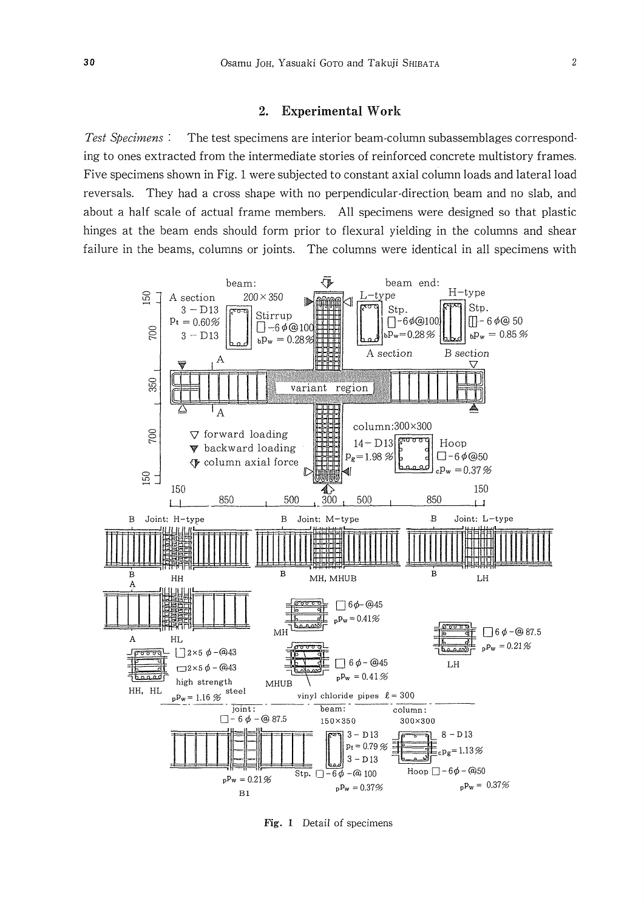## 2. Experimental Work

*Test Specimens* : The test specimens are interior beam-column subassemblages corresponding to ones extracted from the intermediate stories of reinforced concrete multistory frames. Five specimens shown in Fig. 1 were subjected to constant axial column loads and lateral load reversals. They had a cross shape with no perpendicular-direction beam and no slab, and about a half scale of actual frame members. All specimens were designed so that plastic hinges at the beam ends should form prior to flexural yielding in the columns and shear failure in the beams, columns or joints. The columns were identical in all specimens with

Fig. 1 Detail of specimens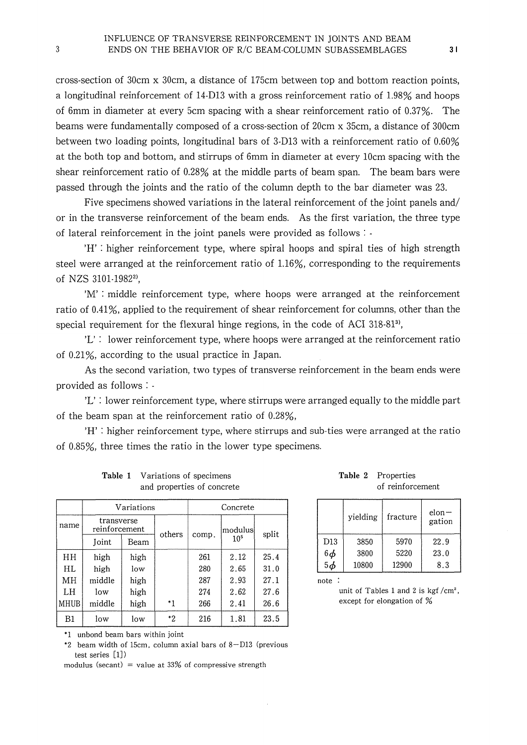cross-section of 30cm x 30cm, a distance of 175cm between top and bottom reaction points, a longitudinal reinforcement of 14-D13 with a gross reinforcement ratio of 1.98% and hoops of 6mm in diameter at every 5cm spacing with a shear reinforcement ratio of 0.37%. The beams were fundamentally composed of a cross-section of 20cm x 35cm, a distance of 300cm between two loading points, longitudinal bars of 3-D13 with a reinforcement ratio of 0.60% at the both top and bottom, and stirrups of 6mm in diameter at every 10cm spacing with the shear reinforcement ratio of 0.28% at the middle parts of beam span. The beam bars were passed through the joints and the ratio of the column depth to the bar diameter was 23.

Five specimens showed variations in the lateral reinforcement of the joint panels and/or in the transverse reinforcement of the beam ends. As the first variation, the three type of lateral reinforcement in the joint panels were provided as follows : -

'H' : higher reinforcement type, where spiral hoops and spiral ties of high strength steel were arranged at the reinforcement ratio of 1.16%, corresponding to the requirements of NZS 3101-1982[2],

'M' : middle reinforcement type, where hoops were arranged at the reinforcement ratio of 0.41%, applied to the requirement of shear reinforcement for columns, other than the special requirement for the flexural hinge regions, in the code of ACI 318-81[3],

'L' : lower reinforcement type, where hoops were arranged at the reinforcement ratio of 0.21%, according to the usual practice in Japan.

As the second variation, two types of transverse reinforcement in the beam ends were provided as follows : -

'L' : lower reinforcement type, where stirrups were arranged equally to the middle part of the beam span at the reinforcement ratio of 0.28%,

'H' : higher reinforcement type, where stirrups and sub-ties were arranged at the ratio of 0.85%, three times the ratio in the lower type specimens.

**Table 1** Variations of specimens and properties of concrete

| name | Variations | | | Concrete | | |
|---|---|---|---|---|---|---|
| | transverse reinforcement | | others | comp. | modulus $10^5$ | split |
| | Joint | Beam | | | | |
| HH | high | high | | 261 | 2.12 | 25.4 |
| HL | high | low | | 280 | 2.65 | 31.0 |
| MH | middle | high | | 287 | 2.93 | 27.1 |
| LH | low | high | | 274 | 2.62 | 27.6 |
| MHUB | middle | high | *1 | 266 | 2.41 | 26.6 |
| B1 | low | low | *2 | 216 | 1.81 | 23.5 |

*1 unbond beam bars within joint

*2 beam width of 15cm, column axial bars of 8−D13 (previous test series [1])

modulus (secant) = value at 33% of compressive strength

**Table 2** Properties of reinforcement

| | yielding | fracture | elon­gation |
|---|---|---|---|
| D13 | 3850 | 5970 | 22.9 |
| 6$\phi$ | 3800 | 5220 | 23.0 |
| 5$\phi$ | 10800 | 12900 | 8.3 |

note :

unit of Tables 1 and 2 is kgf/cm$^2$, except for elongation of %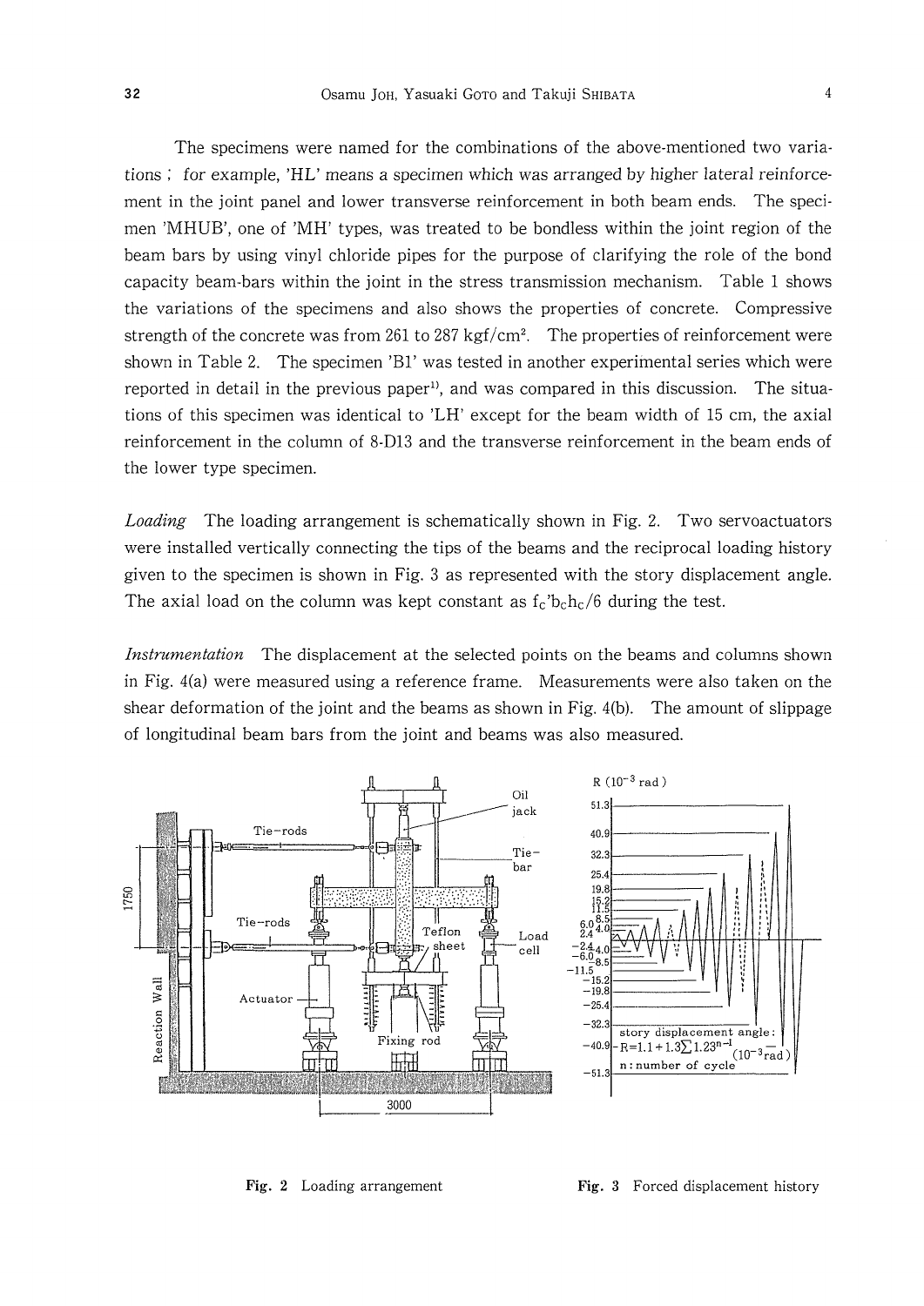The specimens were named for the combinations of the above-mentioned two variations; for example, 'HL' means a specimen which was arranged by higher lateral reinforcement in the joint panel and lower transverse reinforcement in both beam ends. The specimen 'MHUB', one of 'MH' types, was treated to be bondless within the joint region of the beam bars by using vinyl chloride pipes for the purpose of clarifying the role of the bond capacity beam-bars within the joint in the stress transmission mechanism. Table 1 shows the variations of the specimens and also shows the properties of concrete. Compressive strength of the concrete was from 261 to 287 kgf/cm$^2$. The properties of reinforcement were shown in Table 2. The specimen 'B1' was tested in another experimental series which were reported in detail in the previous paper[1], and was compared in this discussion. The situations of this specimen was identical to 'LH' except for the beam width of 15 cm, the axial reinforcement in the column of 8-D13 and the transverse reinforcement in the beam ends of the lower type specimen.

*Loading* The loading arrangement is schematically shown in Fig. 2. Two servoactuators were installed vertically connecting the tips of the beams and the reciprocal loading history given to the specimen is shown in Fig. 3 as represented with the story displacement angle. The axial load on the column was kept constant as $f_c'b_ch_c/6$ during the test.

*Instrumentation* The displacement at the selected points on the beams and columns shown in Fig. 4(a) were measured using a reference frame. Measurements were also taken on the shear deformation of the joint and the beams as shown in Fig. 4(b). The amount of slippage of longitudinal beam bars from the joint and beams was also measured.

Reaction Wall
Tie-rods
Tie-rods
Oil jack
Tie-bar
Teflon sheet
Load cell
Actuator
Fixing rod
1750
3000

**Fig. 2** Loading arrangement

R ($10^{-3}$ rad)
51.3
40.9
32.3
25.4
19.8
15.2
11.5
8.5
6.0
4.0
2.4
-2.4
-4.0
-6.0
-8.5
-11.5
-15.2
-19.8
-25.4
-32.3
-40.9
-51.3
story displacement angle:
$R=1.1+1.3\sum 1.23^{n-1}$ ($10^{-3}$rad)
n: number of cycle

**Fig. 3** Forced displacement history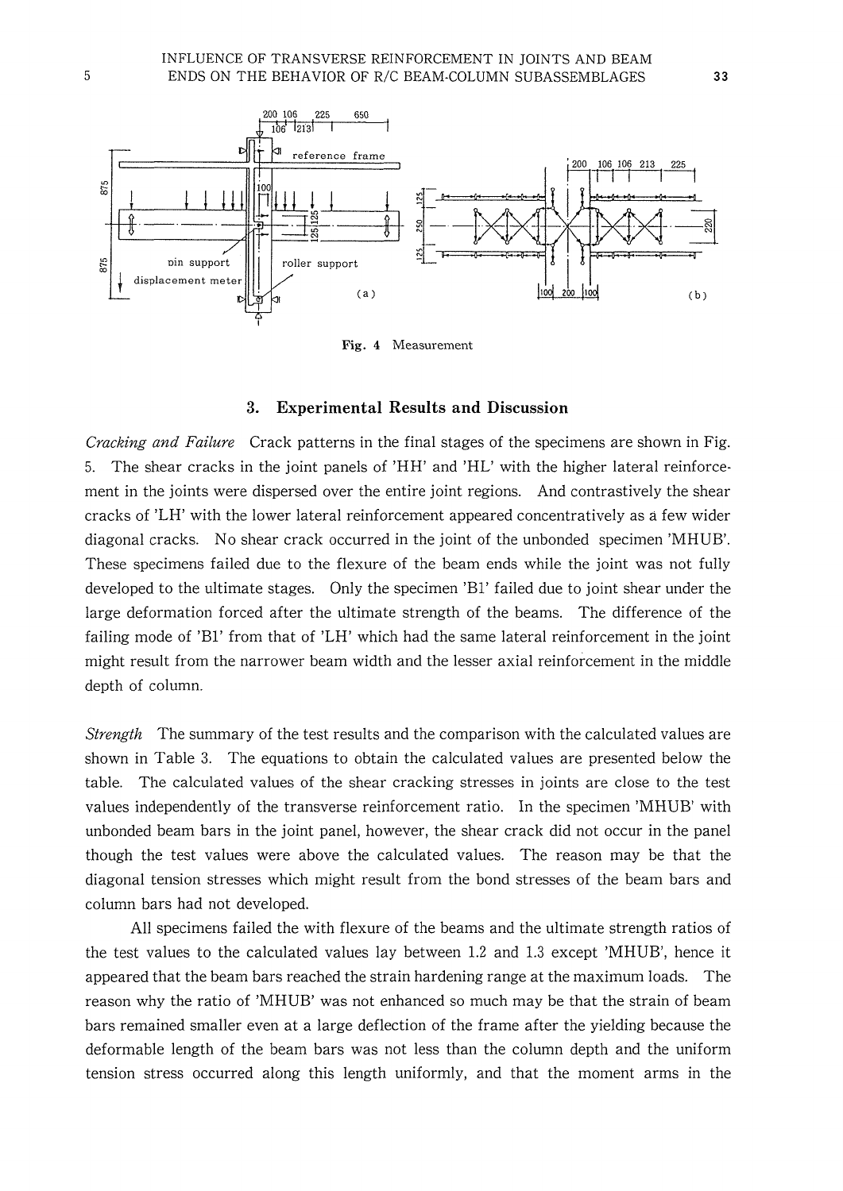200 106 225 650

106 213

reference frame

875

100

125 125

250

125

125

875

pin support

roller support

displacement meter

(a)

200 106 106 213 225

220

100 200 100

(b)

Fig. 4 Measurement

## 3. Experimental Results and Discussion

*Cracking and Failure* Crack patterns in the final stages of the specimens are shown in Fig. 5. The shear cracks in the joint panels of 'HH' and 'HL' with the higher lateral reinforcement in the joints were dispersed over the entire joint regions. And contrastively the shear cracks of 'LH' with the lower lateral reinforcement appeared concentratively as a few wider diagonal cracks. No shear crack occurred in the joint of the unbonded specimen 'MHUB'. These specimens failed due to the flexure of the beam ends while the joint was not fully developed to the ultimate stages. Only the specimen 'B1' failed due to joint shear under the large deformation forced after the ultimate strength of the beams. The difference of the failing mode of 'B1' from that of 'LH' which had the same lateral reinforcement in the joint might result from the narrower beam width and the lesser axial reinforcement in the middle depth of column.

*Strength* The summary of the test results and the comparison with the calculated values are shown in Table 3. The equations to obtain the calculated values are presented below the table. The calculated values of the shear cracking stresses in joints are close to the test values independently of the transverse reinforcement ratio. In the specimen 'MHUB' with unbonded beam bars in the joint panel, however, the shear crack did not occur in the panel though the test values were above the calculated values. The reason may be that the diagonal tension stresses which might result from the bond stresses of the beam bars and column bars had not developed.

All specimens failed the with flexure of the beams and the ultimate strength ratios of the test values to the calculated values lay between 1.2 and 1.3 except 'MHUB', hence it appeared that the beam bars reached the strain hardening range at the maximum loads. The reason why the ratio of 'MHUB' was not enhanced so much may be that the strain of beam bars remained smaller even at a large deflection of the frame after the yielding because the deformable length of the beam bars was not less than the column depth and the uniform tension stress occurred along this length uniformly, and that the moment arms in the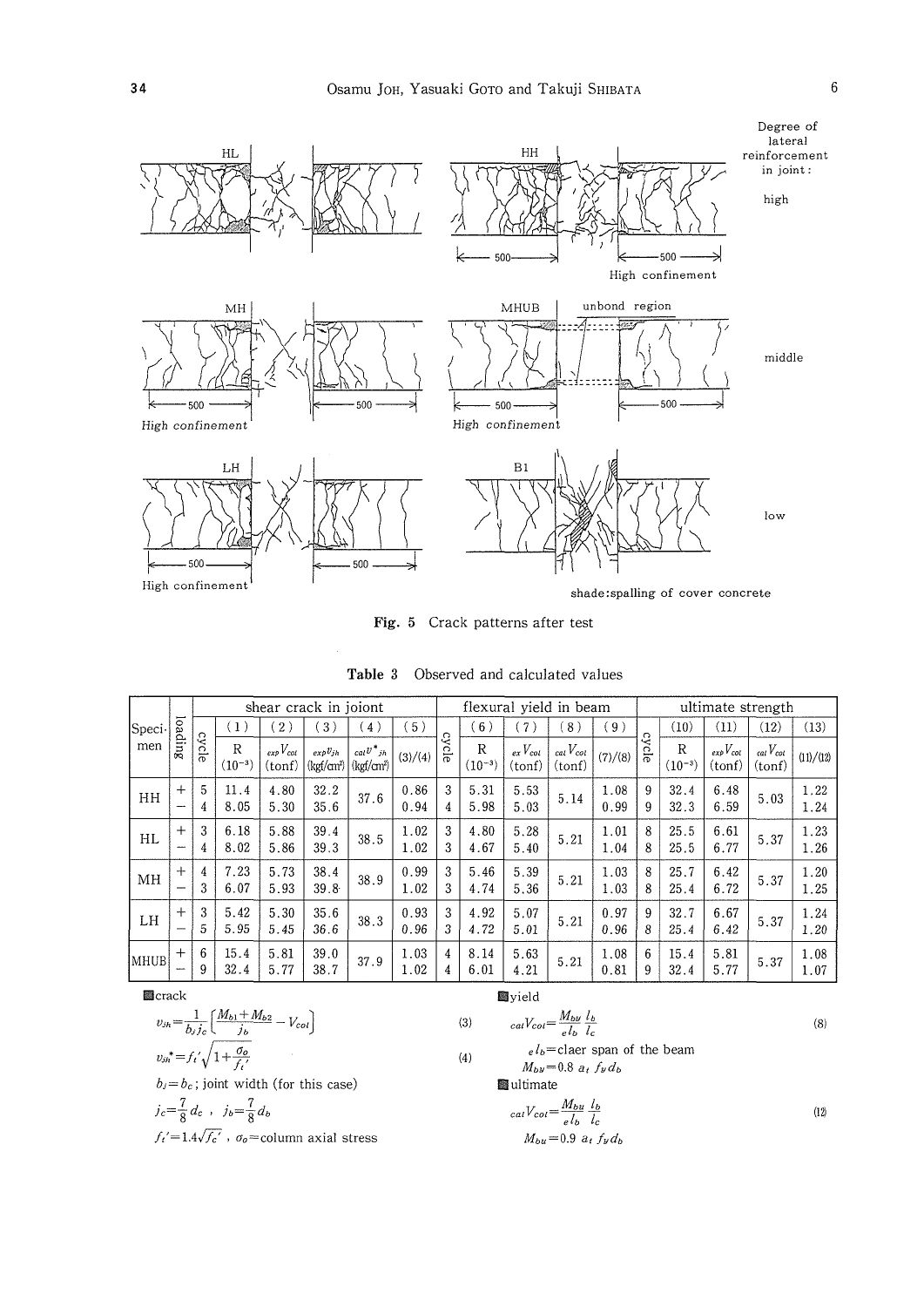Degree of lateral reinforcement in joint :

HL

HH

high

500

500

High confinement

MH

MHUB

unbond region

middle

500

500

500

500

High confinement

High confinement

LH

B1

low

500

500

High confinement

shade:spalling of cover concrete

**Fig. 5** Crack patterns after test

**Table 3** Observed and calculated values

| Speci-men | loading | shear crack in joiont | | | | | | flexural yield in beam | | | | | ultimate strength | | | | |
|---|---|---|---|---|---|---|---|---|---|---|---|---|---|---|---|---|---|
| | | cycle | (1) R $(10^{-3})$ | (2) $_{exp}V_{col}$ (tonf) | (3) $_{exp}v_{jh}$ (kgf/cm²) | (4) $_{cal}v^*_{jh}$ (kgf/cm²) | (5) (3)/(4) | cycle | (6) R $(10^{-3})$ | (7) $_{ex}V_{col}$ (tonf) | (8) $_{cal}V_{col}$ (tonf) | (9) (7)/(8) | cycle | (10) R $(10^{-3})$ | (11) $_{exp}V_{col}$ (tonf) | (12) $_{cal}V_{col}$ (tonf) | (13) (11)/(12) |
| HH | + | 5 | 11.4 | 4.80 | 32.2 | 37.6 | 0.86 | 3 | 5.31 | 5.53 | 5.14 | 1.08 | 9 | 32.4 | 6.48 | 5.03 | 1.22 |
| | − | 4 | 8.05 | 5.30 | 35.6 | | 0.94 | 4 | 5.98 | 5.03 | | 0.99 | 9 | 32.3 | 6.59 | | 1.24 |
| HL | + | 3 | 6.18 | 5.88 | 39.4 | 38.5 | 1.02 | 3 | 4.80 | 5.28 | 5.21 | 1.01 | 8 | 25.5 | 6.61 | 5.37 | 1.23 |
| | − | 4 | 8.02 | 5.86 | 39.3 | | 1.02 | 3 | 4.67 | 5.40 | | 1.04 | 8 | 25.5 | 6.77 | | 1.26 |
| MH | + | 4 | 7.23 | 5.73 | 38.4 | 38.9 | 0.99 | 3 | 5.46 | 5.39 | 5.21 | 1.03 | 8 | 25.7 | 6.42 | 5.37 | 1.20 |
| | − | 3 | 6.07 | 5.93 | 39.8 | | 1.02 | 3 | 4.74 | 5.36 | | 1.03 | 8 | 25.4 | 6.72 | | 1.25 |
| LH | + | 3 | 5.42 | 5.30 | 35.6 | 38.3 | 0.93 | 3 | 4.92 | 5.07 | 5.21 | 0.97 | 9 | 32.7 | 6.67 | 5.37 | 1.24 |
| | − | 5 | 5.95 | 5.45 | 36.6 | | 0.96 | 3 | 4.72 | 5.01 | | 0.96 | 8 | 25.4 | 6.42 | | 1.20 |
| MHUB | + | 6 | 15.4 | 5.81 | 39.0 | 37.9 | 1.03 | 4 | 8.14 | 5.63 | 5.21 | 1.08 | 6 | 15.4 | 5.81 | 5.37 | 1.08 |
| | − | 9 | 32.4 | 5.77 | 38.7 | | 1.02 | 4 | 6.01 | 4.21 | | 0.81 | 9 | 32.4 | 5.77 | | 1.07 |

crack

$$v_{jh}=\frac{1}{b_j j_c}\left[\frac{M_{b1}+M_{b2}}{j_b}-V_{col}\right] \tag{3}$$

$$v_{jh}^*=f_t'\sqrt{1+\frac{\sigma_o}{f_t'}} \tag{4}$$

$b_j=b_c$ ; joint width (for this case)

$j_c=\frac{7}{8}d_c$ , $j_b=\frac{7}{8}d_b$

$f_t'=1.4\sqrt{f_c'}$ , $\sigma_o$=column axial stress

yield

$$_{cal}V_{col}=\frac{M_{by}}{_e l_b}\frac{l_b}{l_c} \tag{8}$$

$_e l_b$=claer span of the beam

$M_{by}=0.8\ a_t\ f_y d_b$

ultimate

$$_{cal}V_{col}=\frac{M_{bu}}{_e l_b}\frac{l_b}{l_c} \tag{12}$$

$M_{bu}=0.9\ a_t\ f_y d_b$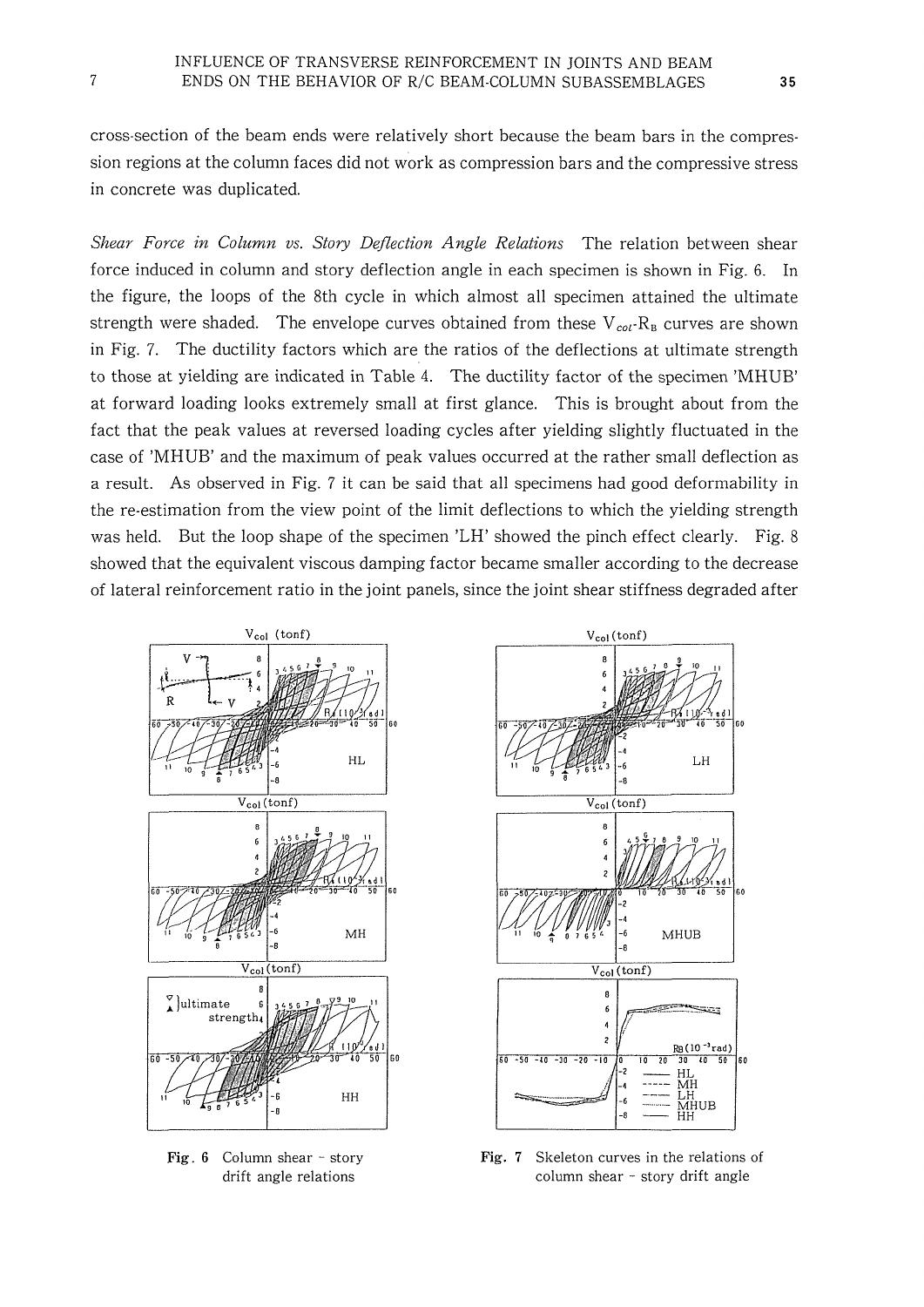cross-section of the beam ends were relatively short because the beam bars in the compression regions at the column faces did not work as compression bars and the compressive stress in concrete was duplicated.

*Shear Force in Column vs. Story Deflection Angle Relations* The relation between shear force induced in column and story deflection angle in each specimen is shown in Fig. 6. In the figure, the loops of the 8th cycle in which almost all specimen attained the ultimate strength were shaded. The envelope curves obtained from these $V_{col}$-$R_B$ curves are shown in Fig. 7. The ductility factors which are the ratios of the deflections at ultimate strength to those at yielding are indicated in Table 4. The ductility factor of the specimen 'MHUB' at forward loading looks extremely small at first glance. This is brought about from the fact that the peak values at reversed loading cycles after yielding slightly fluctuated in the case of 'MHUB' and the maximum of peak values occurred at the rather small deflection as a result. As observed in Fig. 7 it can be said that all specimens had good deformability in the re-estimation from the view point of the limit deflections to which the yielding strength was held. But the loop shape of the specimen 'LH' showed the pinch effect clearly. Fig. 8 showed that the equivalent viscous damping factor became smaller according to the decrease of lateral reinforcement ratio in the joint panels, since the joint shear stiffness degraded after

Vcol (tonf)

R (10⁻³rad)

HL

LH

MH

MHUB

▽
▲ ultimate strength

HH

Fig. 6 Column shear - story drift angle relations

Vcol (tonf)

RB (10⁻³rad)

HL
MH
LH
MHUB
HH

Fig. 7 Skeleton curves in the relations of column shear - story drift angle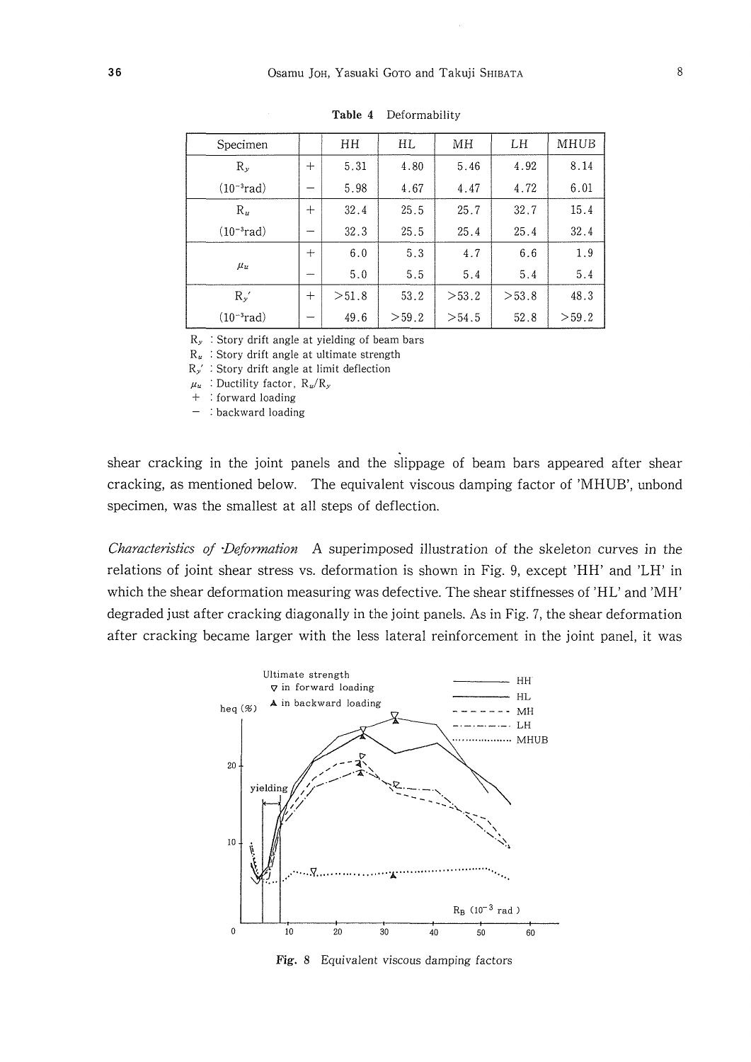**Table 4** Deformability

| Specimen | | HH | HL | MH | LH | MHUB |
|---|---|---|---|---|---|---|
| $R_y$ | + | 5.31 | 4.80 | 5.46 | 4.92 | 8.14 |
| ($10^{-3}$rad) | − | 5.98 | 4.67 | 4.47 | 4.72 | 6.01 |
| $R_u$ | + | 32.4 | 25.5 | 25.7 | 32.7 | 15.4 |
| ($10^{-3}$rad) | − | 32.3 | 25.5 | 25.4 | 25.4 | 32.4 |
| $\mu_u$ | + | 6.0 | 5.3 | 4.7 | 6.6 | 1.9 |
| | − | 5.0 | 5.5 | 5.4 | 5.4 | 5.4 |
| $R_y'$ | + | >51.8 | 53.2 | >53.2 | >53.8 | 48.3 |
| ($10^{-3}$rad) | − | 49.6 | >59.2 | >54.5 | 52.8 | >59.2 |

$R_y$ : Story drift angle at yielding of beam bars
$R_u$ : Story drift angle at ultimate strength
$R_y'$ : Story drift angle at limit deflection
$\mu_u$ : Ductility factor, $R_u/R_y$
\+ : forward loading
− : backward loading

shear cracking in the joint panels and the slippage of beam bars appeared after shear cracking, as mentioned below. The equivalent viscous damping factor of 'MHUB', unbond specimen, was the smallest at all steps of deflection.

*Characteristics of Deformation* A superimposed illustration of the skeleton curves in the relations of joint shear stress vs. deformation is shown in Fig. 9, except 'HH' and 'LH' in which the shear deformation measuring was defective. The shear stiffnesses of 'HL' and 'MH' degraded just after cracking diagonally in the joint panels. As in Fig. 7, the shear deformation after cracking became larger with the less lateral reinforcement in the joint panel, it was

Ultimate strength
▽ in forward loading
▲ in backward loading

heq (%)

HH
HL
MH
LH
MHUB

yielding

20
10
0

$R_B$ ($10^{-3}$ rad)

10 20 30 40 50 60

**Fig. 8** Equivalent viscous damping factors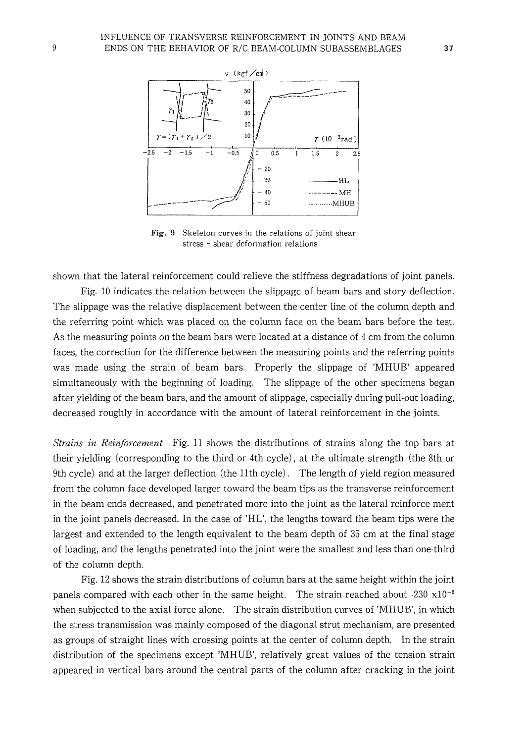v (kgf/cm²)

50
40
30
20
10

$\gamma_1$ $\gamma_2$

$\gamma = (\gamma_1 + \gamma_2)/2$

$\gamma$ ($10^{-3}$rad)

-2.5 -2 -1.5 -1 -0.5 0 0.5 1 1.5 2 2.5

-20
-30
-40
-50

HL
MH
MHUB

**Fig. 9** Skeleton curves in the relations of joint shear stress - shear deformation relations

shown that the lateral reinforcement could relieve the stiffness degradations of joint panels.

Fig. 10 indicates the relation between the slippage of beam bars and story deflection. The slippage was the relative displacement between the center line of the column depth and the referring point which was placed on the column face on the beam bars before the test. As the measuring points on the beam bars were located at a distance of 4 cm from the column faces, the correction for the difference between the measuring points and the referring points was made using the strain of beam bars. Properly the slippage of 'MHUB' appeared simultaneously with the beginning of loading. The slippage of the other specimens began after yielding of the beam bars, and the amount of slippage, especially during pull-out loading, decreased roughly in accordance with the amount of lateral reinforcement in the joints.

*Strains in Reinforcement* Fig. 11 shows the distributions of strains along the top bars at their yielding (corresponding to the third or 4th cycle), at the ultimate strength (the 8th or 9th cycle) and at the larger deflection (the 11th cycle). The length of yield region measured from the column face developed larger toward the beam tips as the transverse reinforcement in the beam ends decreased, and penetrated more into the joint as the lateral reinforce ment in the joint panels decreased. In the case of 'HL', the lengths toward the beam tips were the largest and extended to the length equivalent to the beam depth of 35 cm at the final stage of loading, and the lengths penetrated into the joint were the smallest and less than one-third of the column depth.

Fig. 12 shows the strain distributions of column bars at the same height within the joint panels compared with each other in the same height. The strain reached about $-230 \times 10^{-6}$ when subjected to the axial force alone. The strain distribution curves of 'MHUB', in which the stress transmission was mainly composed of the diagonal strut mechanism, are presented as groups of straight lines with crossing points at the center of column depth. In the strain distribution of the specimens except 'MHUB', relatively great values of the tension strain appeared in vertical bars around the central parts of the column after cracking in the joint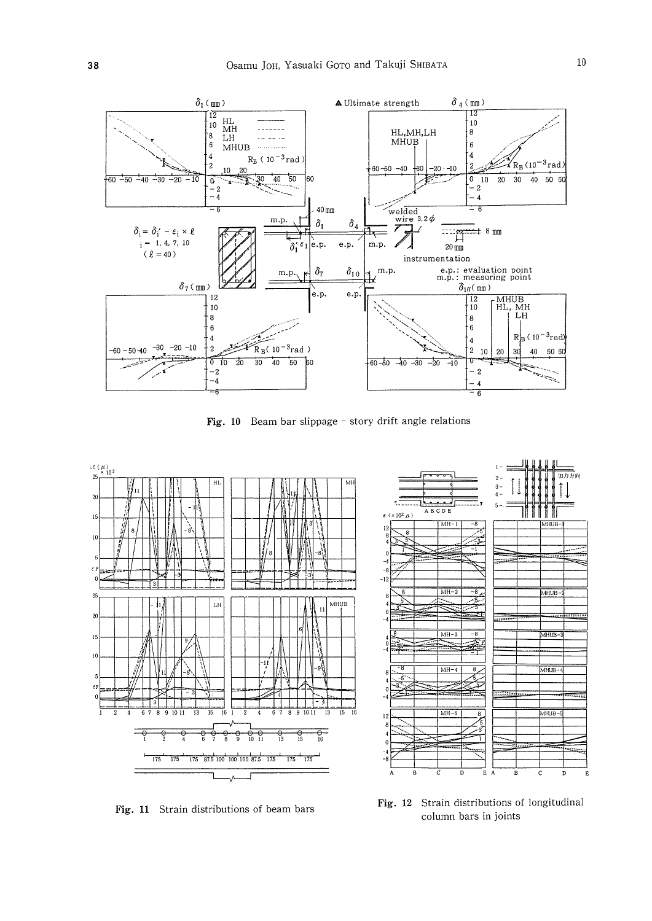$\delta_1$ (mm)

▲ Ultimate strength

$\delta_4$ (mm)

HL
MH
LH
MHUB

$R_B$ ($10^{-3}$rad)

HL,MH,LH
MHUB

$\delta_i = \delta_i' - \varepsilon_i \times \ell$

i = 1, 4, 7, 10

($\ell = 40$)

40 mm

m.p.

e.p.

welded wire 3.2$\phi$

8 mm

20 mm

instrumentation

e.p.: evaluation point
m.p.: measuring point

$\delta_7$ (mm)

$\delta_{10}$ (mm)

MHUB
HL, MH
LH

Fig. 10 Beam bar slippage - story drift angle relations

$\varepsilon$ ($\mu$) $\times 10^3$

HL

MH

LH

MHUB

1 2 4 6 7 8 9 10 11 13 15 16

175 175 175 87.5 100 100 100 87.5 175 175 175

Fig. 11 Strain distributions of beam bars

A B C D E

$\varepsilon$ ($\times 10^2$ $\mu$)

加力方向

MH-1

MH-2

MH-3

MH-4

MH-5

MHUB-1

MHUB-2

MHUB-3

MHUB-4

MHUB-5

Fig. 12 Strain distributions of longitudinal column bars in joints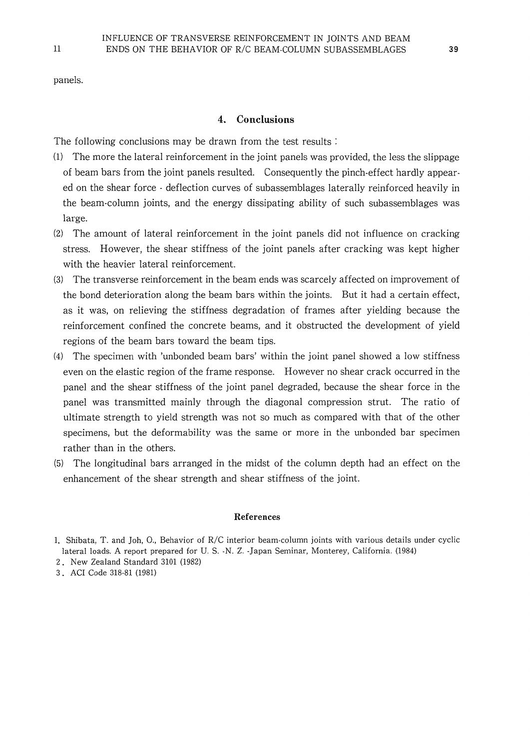panels.

## 4. Conclusions

The following conclusions may be drawn from the test results :

(1) The more the lateral reinforcement in the joint panels was provided, the less the slippage of beam bars from the joint panels resulted. Consequently the pinch-effect hardly appeared on the shear force - deflection curves of subassemblages laterally reinforced heavily in the beam-column joints, and the energy dissipating ability of such subassemblages was large.

(2) The amount of lateral reinforcement in the joint panels did not influence on cracking stress. However, the shear stiffness of the joint panels after cracking was kept higher with the heavier lateral reinforcement.

(3) The transverse reinforcement in the beam ends was scarcely affected on improvement of the bond deterioration along the beam bars within the joints. But it had a certain effect, as it was, on relieving the stiffness degradation of frames after yielding because the reinforcement confined the concrete beams, and it obstructed the development of yield regions of the beam bars toward the beam tips.

(4) The specimen with 'unbonded beam bars' within the joint panel showed a low stiffness even on the elastic region of the frame response. However no shear crack occurred in the panel and the shear stiffness of the joint panel degraded, because the shear force in the panel was transmitted mainly through the diagonal compression strut. The ratio of ultimate strength to yield strength was not so much as compared with that of the other specimens, but the deformability was the same or more in the unbonded bar specimen rather than in the others.

(5) The longitudinal bars arranged in the midst of the column depth had an effect on the enhancement of the shear strength and shear stiffness of the joint.

### References

1. Shibata, T. and Joh, O., Behavior of R/C interior beam-column joints with various details under cyclic lateral loads. A report prepared for U. S. -N. Z. -Japan Seminar, Monterey, California. (1984)
2. New Zealand Standard 3101 (1982)
3. ACI Code 318-81 (1981)